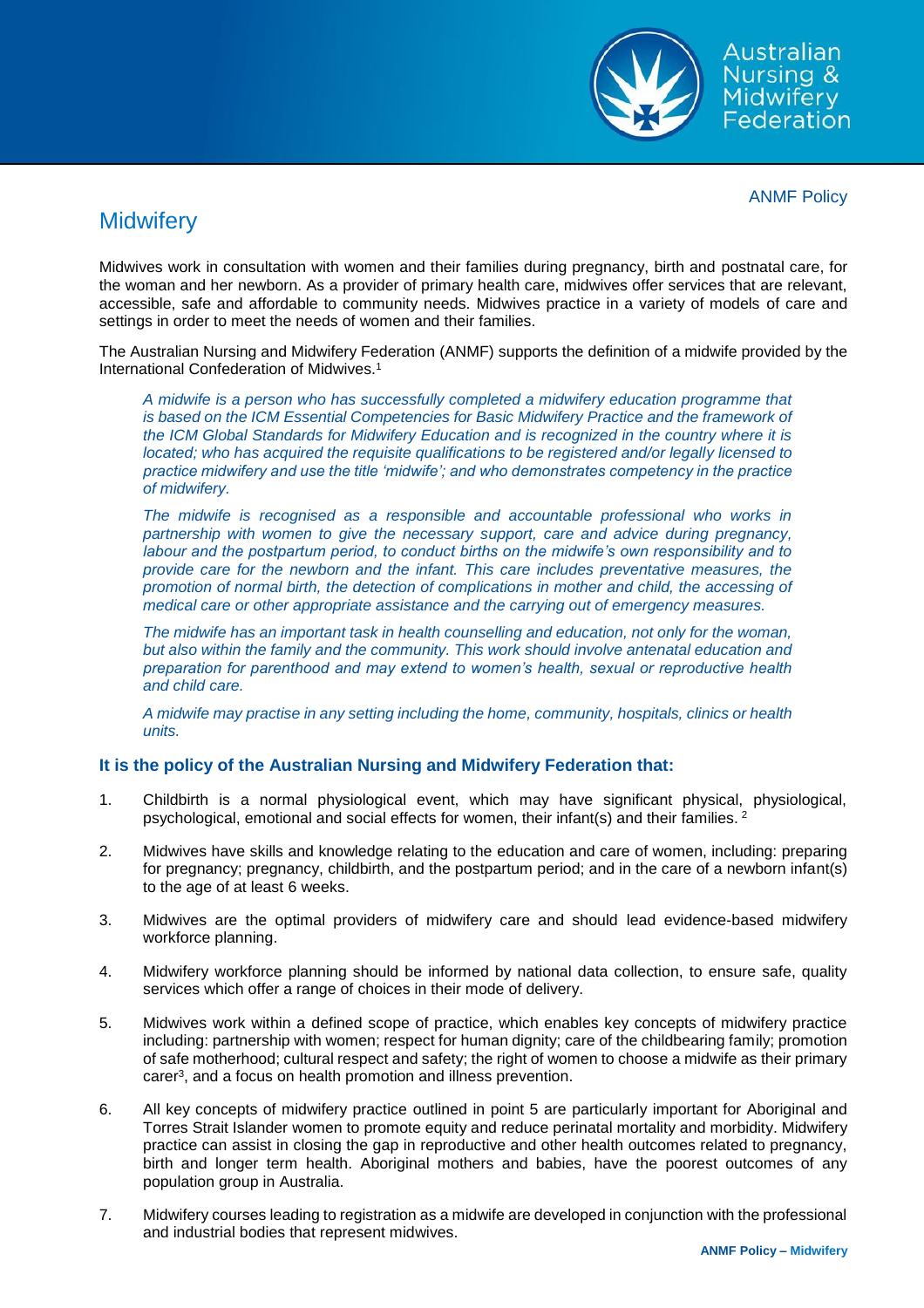ANMF Policy

# Midwifery

Midwives work in consultation with women and their families during pregnancy, birth and postnatal care, for the woman and her newborn. As a provider of primary health care, midwives offer services that are relevant, accessible, safe and affordable to community needs. Midwives practice in a variety of models of care and settings in order to meet the needs of women and their families.

The Australian Nursing and Midwifery Federation (ANMF) supports the definition of a midwife provided by the International Confederation of Midwives.[1]

> *A midwife is a person who has successfully completed a midwifery education programme that is based on the ICM Essential Competencies for Basic Midwifery Practice and the framework of the ICM Global Standards for Midwifery Education and is recognized in the country where it is located; who has acquired the requisite qualifications to be registered and/or legally licensed to practice midwifery and use the title 'midwife'; and who demonstrates competency in the practice of midwifery.*
>
> *The midwife is recognised as a responsible and accountable professional who works in partnership with women to give the necessary support, care and advice during pregnancy, labour and the postpartum period, to conduct births on the midwife's own responsibility and to provide care for the newborn and the infant. This care includes preventative measures, the promotion of normal birth, the detection of complications in mother and child, the accessing of medical care or other appropriate assistance and the carrying out of emergency measures.*
>
> *The midwife has an important task in health counselling and education, not only for the woman, but also within the family and the community. This work should involve antenatal education and preparation for parenthood and may extend to women's health, sexual or reproductive health and child care.*
>
> *A midwife may practise in any setting including the home, community, hospitals, clinics or health units.*

### It is the policy of the Australian Nursing and Midwifery Federation that:

1. Childbirth is a normal physiological event, which may have significant physical, physiological, psychological, emotional and social effects for women, their infant(s) and their families.[2]

2. Midwives have skills and knowledge relating to the education and care of women, including: preparing for pregnancy; pregnancy, childbirth, and the postpartum period; and in the care of a newborn infant(s) to the age of at least 6 weeks.

3. Midwives are the optimal providers of midwifery care and should lead evidence-based midwifery workforce planning.

4. Midwifery workforce planning should be informed by national data collection, to ensure safe, quality services which offer a range of choices in their mode of delivery.

5. Midwives work within a defined scope of practice, which enables key concepts of midwifery practice including: partnership with women; respect for human dignity; care of the childbearing family; promotion of safe motherhood; cultural respect and safety; the right of women to choose a midwife as their primary carer[3], and a focus on health promotion and illness prevention.

6. All key concepts of midwifery practice outlined in point 5 are particularly important for Aboriginal and Torres Strait Islander women to promote equity and reduce perinatal mortality and morbidity. Midwifery practice can assist in closing the gap in reproductive and other health outcomes related to pregnancy, birth and longer term health. Aboriginal mothers and babies, have the poorest outcomes of any population group in Australia.

7. Midwifery courses leading to registration as a midwife are developed in conjunction with the professional and industrial bodies that represent midwives.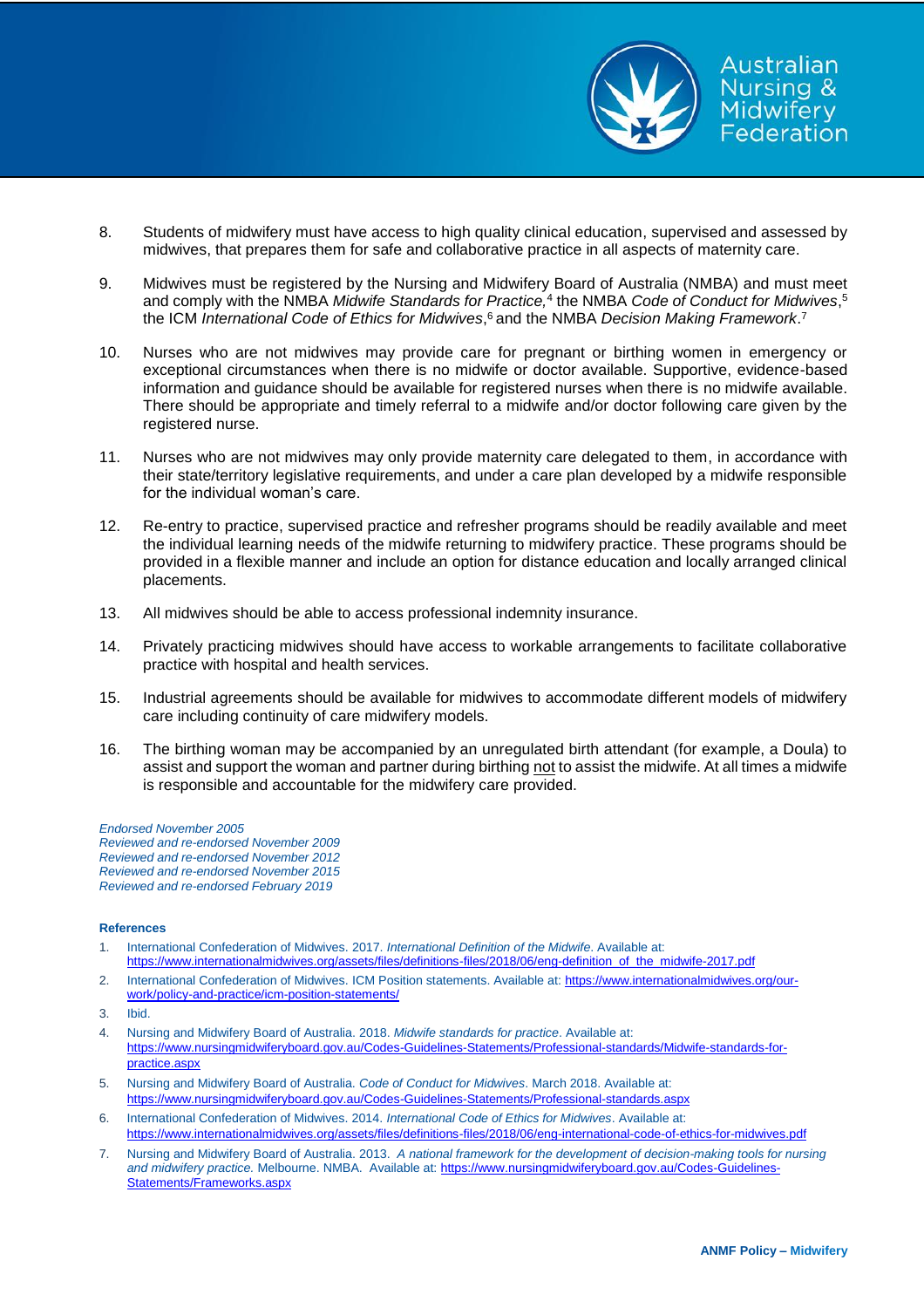8. Students of midwifery must have access to high quality clinical education, supervised and assessed by midwives, that prepares them for safe and collaborative practice in all aspects of maternity care.

9. Midwives must be registered by the Nursing and Midwifery Board of Australia (NMBA) and must meet and comply with the NMBA *Midwife Standards for Practice,*[4] the NMBA *Code of Conduct for Midwives*,[5] the ICM *International Code of Ethics for Midwives*,[6] and the NMBA *Decision Making Framework*.[7]

10. Nurses who are not midwives may provide care for pregnant or birthing women in emergency or exceptional circumstances when there is no midwife or doctor available. Supportive, evidence-based information and guidance should be available for registered nurses when there is no midwife available. There should be appropriate and timely referral to a midwife and/or doctor following care given by the registered nurse.

11. Nurses who are not midwives may only provide maternity care delegated to them, in accordance with their state/territory legislative requirements, and under a care plan developed by a midwife responsible for the individual woman's care.

12. Re-entry to practice, supervised practice and refresher programs should be readily available and meet the individual learning needs of the midwife returning to midwifery practice. These programs should be provided in a flexible manner and include an option for distance education and locally arranged clinical placements.

13. All midwives should be able to access professional indemnity insurance.

14. Privately practicing midwives should have access to workable arrangements to facilitate collaborative practice with hospital and health services.

15. Industrial agreements should be available for midwives to accommodate different models of midwifery care including continuity of care midwifery models.

16. The birthing woman may be accompanied by an unregulated birth attendant (for example, a Doula) to assist and support the woman and partner during birthing not to assist the midwife. At all times a midwife is responsible and accountable for the midwifery care provided.

*Endorsed November 2005*
*Reviewed and re-endorsed November 2009*
*Reviewed and re-endorsed November 2012*
*Reviewed and re-endorsed November 2015*
*Reviewed and re-endorsed February 2019*

**References**

1. International Confederation of Midwives. 2017. *International Definition of the Midwife*. Available at: https://www.internationalmidwives.org/assets/files/definitions-files/2018/06/eng-definition_of_the_midwife-2017.pdf
2. International Confederation of Midwives. ICM Position statements. Available at: https://www.internationalmidwives.org/our-work/policy-and-practice/icm-position-statements/
3. Ibid.
4. Nursing and Midwifery Board of Australia. 2018. *Midwife standards for practice*. Available at: https://www.nursingmidwiferyboard.gov.au/Codes-Guidelines-Statements/Professional-standards/Midwife-standards-for-practice.aspx
5. Nursing and Midwifery Board of Australia. *Code of Conduct for Midwives*. March 2018. Available at: https://www.nursingmidwiferyboard.gov.au/Codes-Guidelines-Statements/Professional-standards.aspx
6. International Confederation of Midwives. 2014. *International Code of Ethics for Midwives*. Available at: https://www.internationalmidwives.org/assets/files/definitions-files/2018/06/eng-international-code-of-ethics-for-midwives.pdf
7. Nursing and Midwifery Board of Australia. 2013. *A national framework for the development of decision-making tools for nursing and midwifery practice.* Melbourne. NMBA. Available at: https://www.nursingmidwiferyboard.gov.au/Codes-Guidelines-Statements/Frameworks.aspx